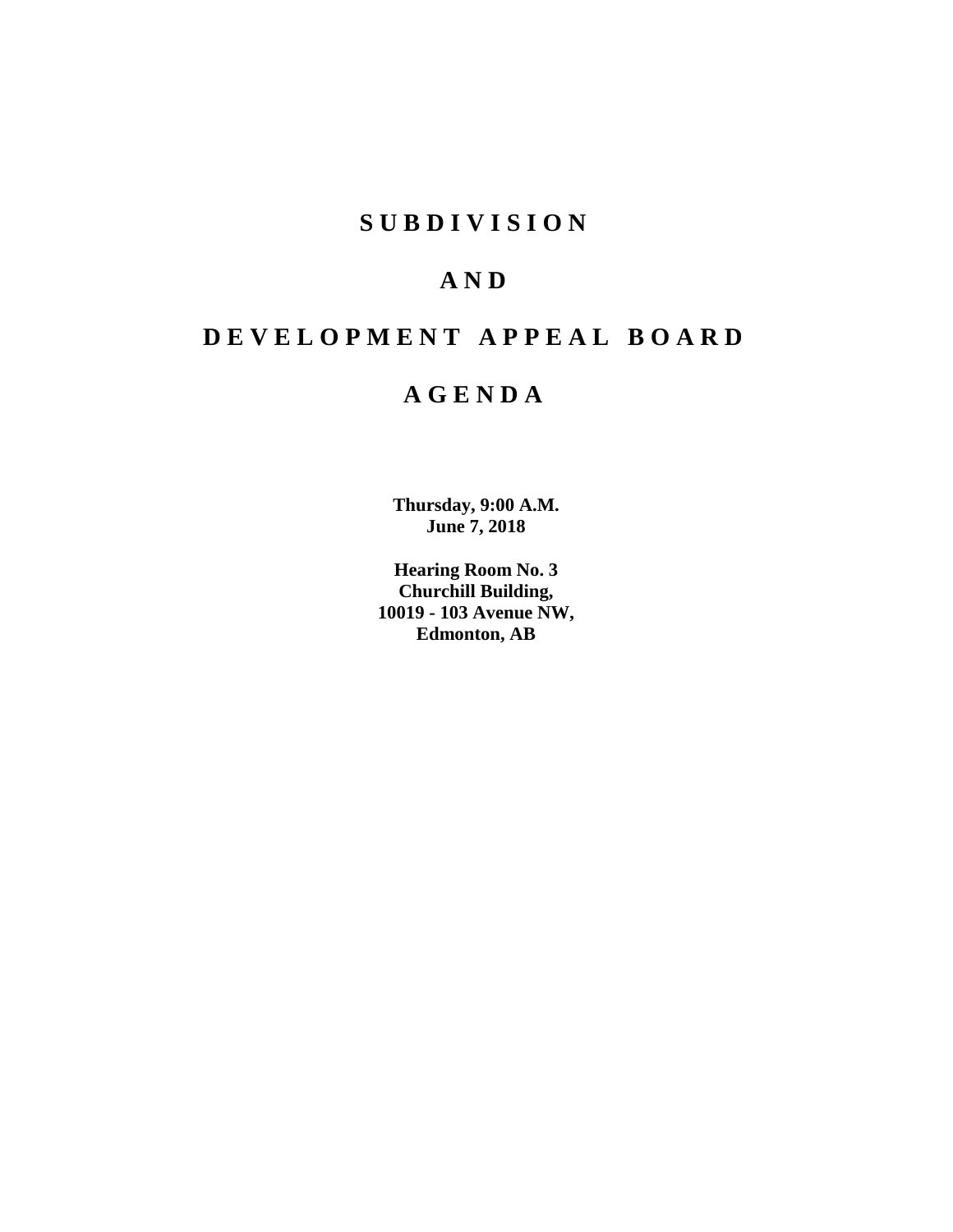# S U B D I V I S I O N

# A N D

# D E V E L O P M E N T   A P P E A L   B O A R D

# A G E N D A

**Thursday, 9:00 A.M.**
**June 7, 2018**

**Hearing Room No. 3**
**Churchill Building,**
**10019 - 103 Avenue NW,**
**Edmonton, AB**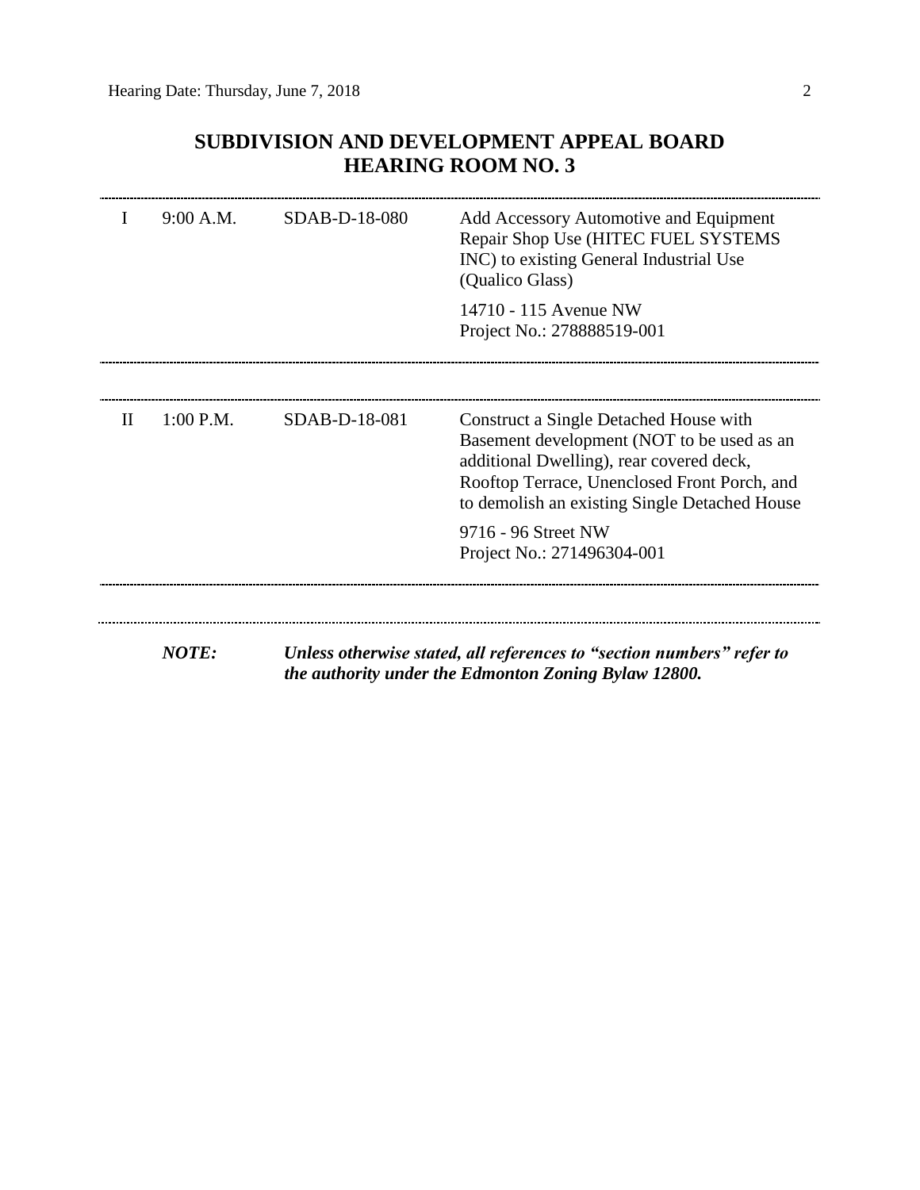# SUBDIVISION AND DEVELOPMENT APPEAL BOARD
# HEARING ROOM NO. 3

| | | | |
|---|---|---|---|
| I | 9:00 A.M. | SDAB-D-18-080 | Add Accessory Automotive and Equipment Repair Shop Use (HITEC FUEL SYSTEMS INC) to existing General Industrial Use (Qualico Glass)<br><br>14710 - 115 Avenue NW<br>Project No.: 278888519-001 |
| II | 1:00 P.M. | SDAB-D-18-081 | Construct a Single Detached House with Basement development (NOT to be used as an additional Dwelling), rear covered deck, Rooftop Terrace, Unenclosed Front Porch, and to demolish an existing Single Detached House<br><br>9716 - 96 Street NW<br>Project No.: 271496304-001 |

***NOTE:*** ***Unless otherwise stated, all references to "section numbers" refer to the authority under the Edmonton Zoning Bylaw 12800.***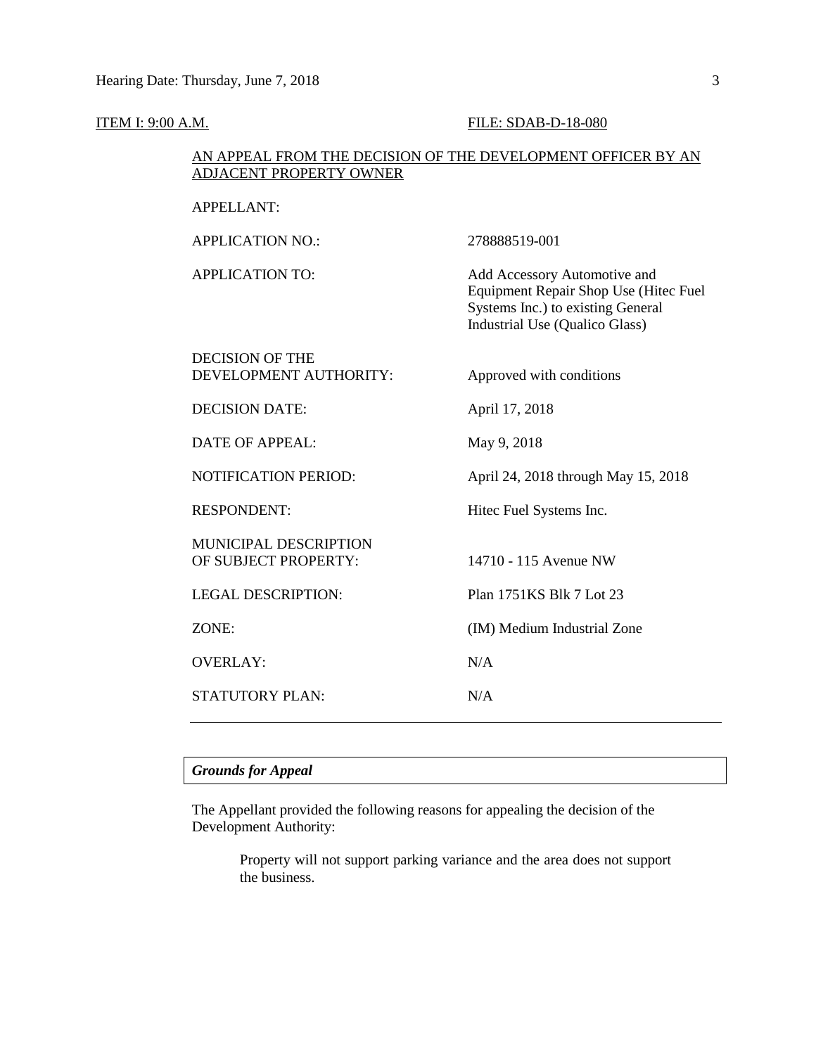ITEM I: 9:00 A.M. FILE: SDAB-D-18-080

AN APPEAL FROM THE DECISION OF THE DEVELOPMENT OFFICER BY AN ADJACENT PROPERTY OWNER

| | |
|---|---|
| APPELLANT: | |
| APPLICATION NO.: | 278888519-001 |
| APPLICATION TO: | Add Accessory Automotive and Equipment Repair Shop Use (Hitec Fuel Systems Inc.) to existing General Industrial Use (Qualico Glass) |
| DECISION OF THE DEVELOPMENT AUTHORITY: | Approved with conditions |
| DECISION DATE: | April 17, 2018 |
| DATE OF APPEAL: | May 9, 2018 |
| NOTIFICATION PERIOD: | April 24, 2018 through May 15, 2018 |
| RESPONDENT: | Hitec Fuel Systems Inc. |
| MUNICIPAL DESCRIPTION OF SUBJECT PROPERTY: | 14710 - 115 Avenue NW |
| LEGAL DESCRIPTION: | Plan 1751KS Blk 7 Lot 23 |
| ZONE: | (IM) Medium Industrial Zone |
| OVERLAY: | N/A |
| STATUTORY PLAN: | N/A |

---

***Grounds for Appeal***

The Appellant provided the following reasons for appealing the decision of the Development Authority:

> Property will not support parking variance and the area does not support the business.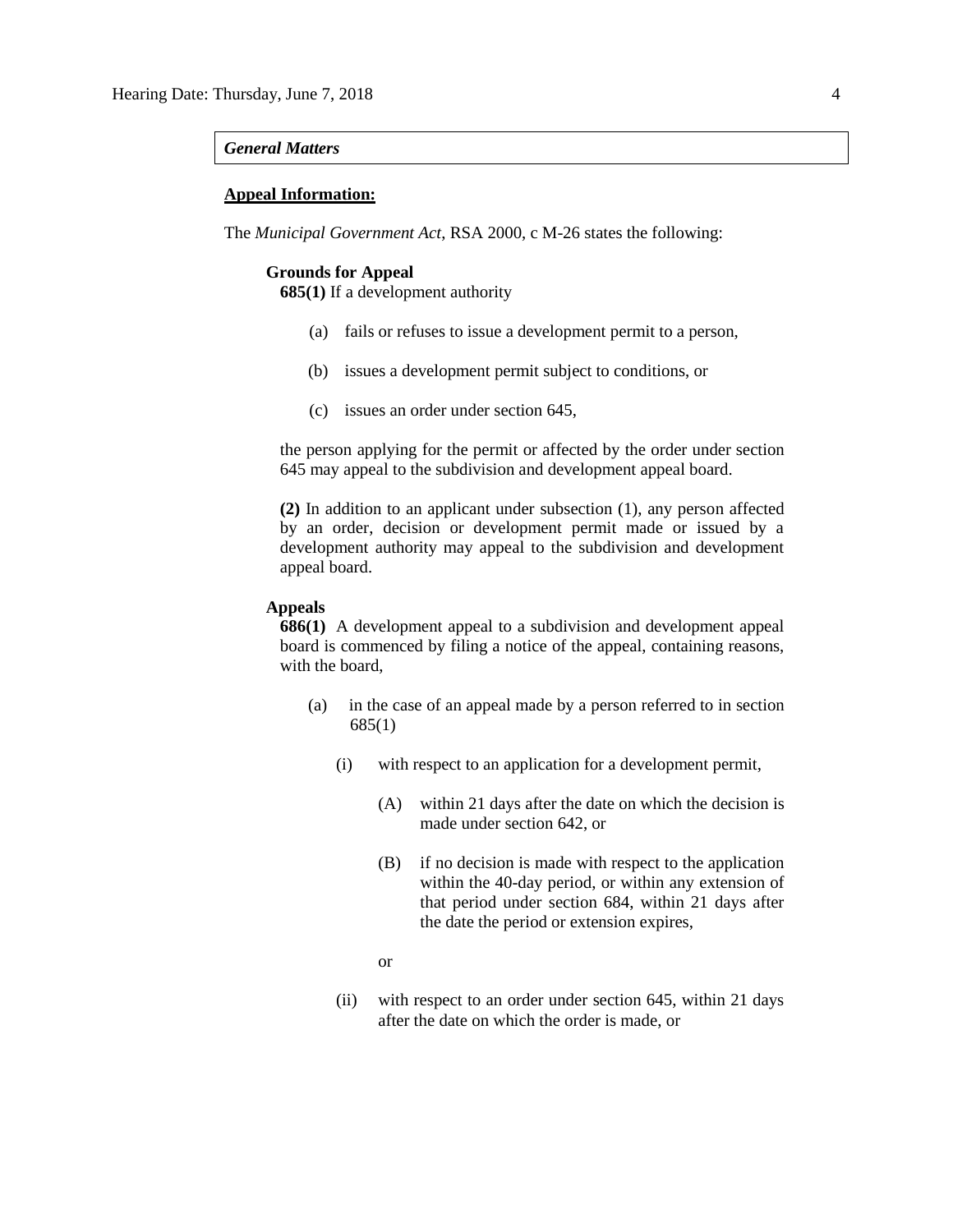***General Matters***

**Appeal Information:**

The *Municipal Government Act*, RSA 2000, c M-26 states the following:

**Grounds for Appeal**

**685(1)** If a development authority

(a) fails or refuses to issue a development permit to a person,

(b) issues a development permit subject to conditions, or

(c) issues an order under section 645,

the person applying for the permit or affected by the order under section 645 may appeal to the subdivision and development appeal board.

**(2)** In addition to an applicant under subsection (1), any person affected by an order, decision or development permit made or issued by a development authority may appeal to the subdivision and development appeal board.

**Appeals**

**686(1)** A development appeal to a subdivision and development appeal board is commenced by filing a notice of the appeal, containing reasons, with the board,

(a) in the case of an appeal made by a person referred to in section 685(1)

(i) with respect to an application for a development permit,

(A) within 21 days after the date on which the decision is made under section 642, or

(B) if no decision is made with respect to the application within the 40-day period, or within any extension of that period under section 684, within 21 days after the date the period or extension expires,

or

(ii) with respect to an order under section 645, within 21 days after the date on which the order is made, or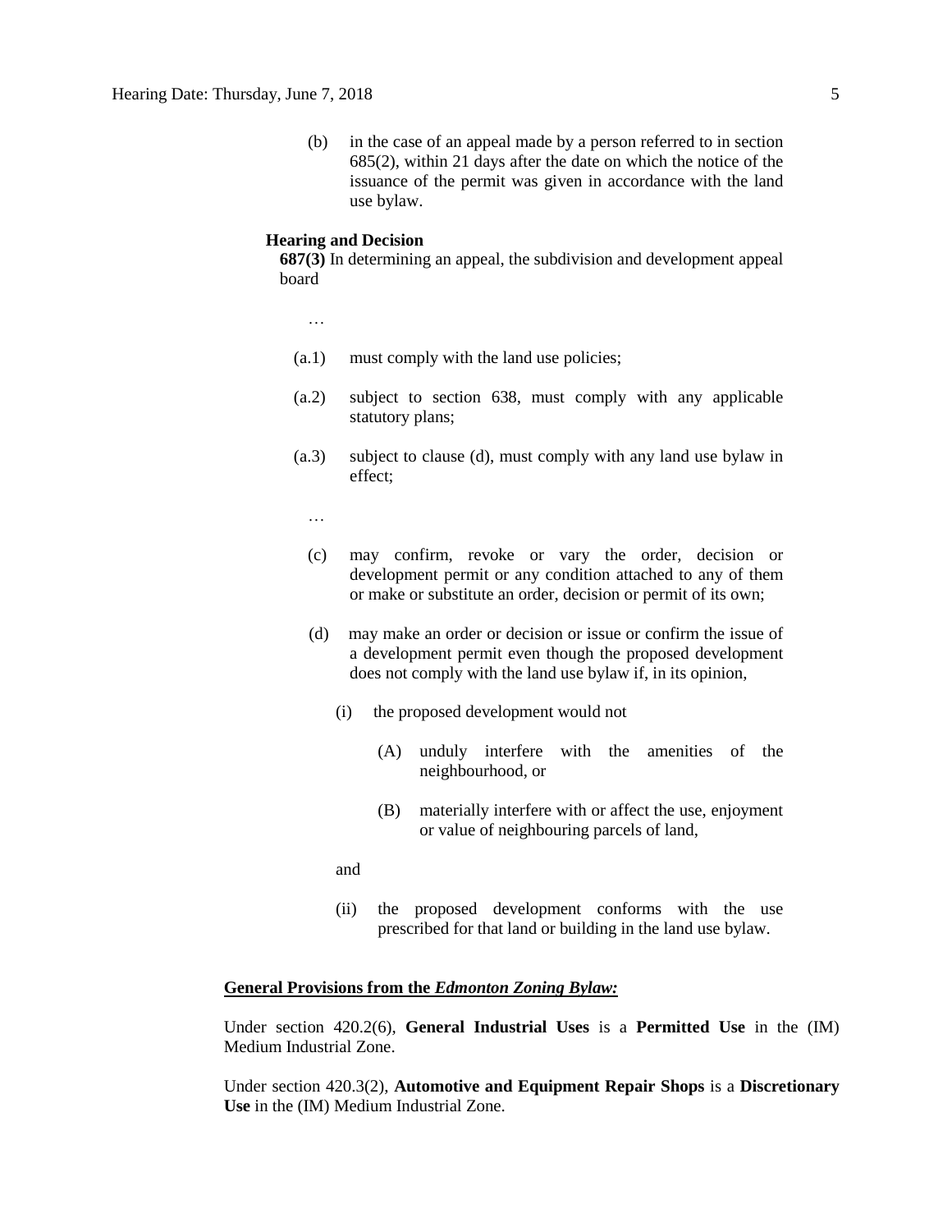(b) in the case of an appeal made by a person referred to in section 685(2), within 21 days after the date on which the notice of the issuance of the permit was given in accordance with the land use bylaw.

**Hearing and Decision**

**687(3)** In determining an appeal, the subdivision and development appeal board

…

(a.1) must comply with the land use policies;

(a.2) subject to section 638, must comply with any applicable statutory plans;

(a.3) subject to clause (d), must comply with any land use bylaw in effect;

…

(c) may confirm, revoke or vary the order, decision or development permit or any condition attached to any of them or make or substitute an order, decision or permit of its own;

(d) may make an order or decision or issue or confirm the issue of a development permit even though the proposed development does not comply with the land use bylaw if, in its opinion,

(i) the proposed development would not

(A) unduly interfere with the amenities of the neighbourhood, or

(B) materially interfere with or affect the use, enjoyment or value of neighbouring parcels of land,

and

(ii) the proposed development conforms with the use prescribed for that land or building in the land use bylaw.

**General Provisions from the *Edmonton Zoning Bylaw:***

Under section 420.2(6), **General Industrial Uses** is a **Permitted Use** in the (IM) Medium Industrial Zone.

Under section 420.3(2), **Automotive and Equipment Repair Shops** is a **Discretionary Use** in the (IM) Medium Industrial Zone.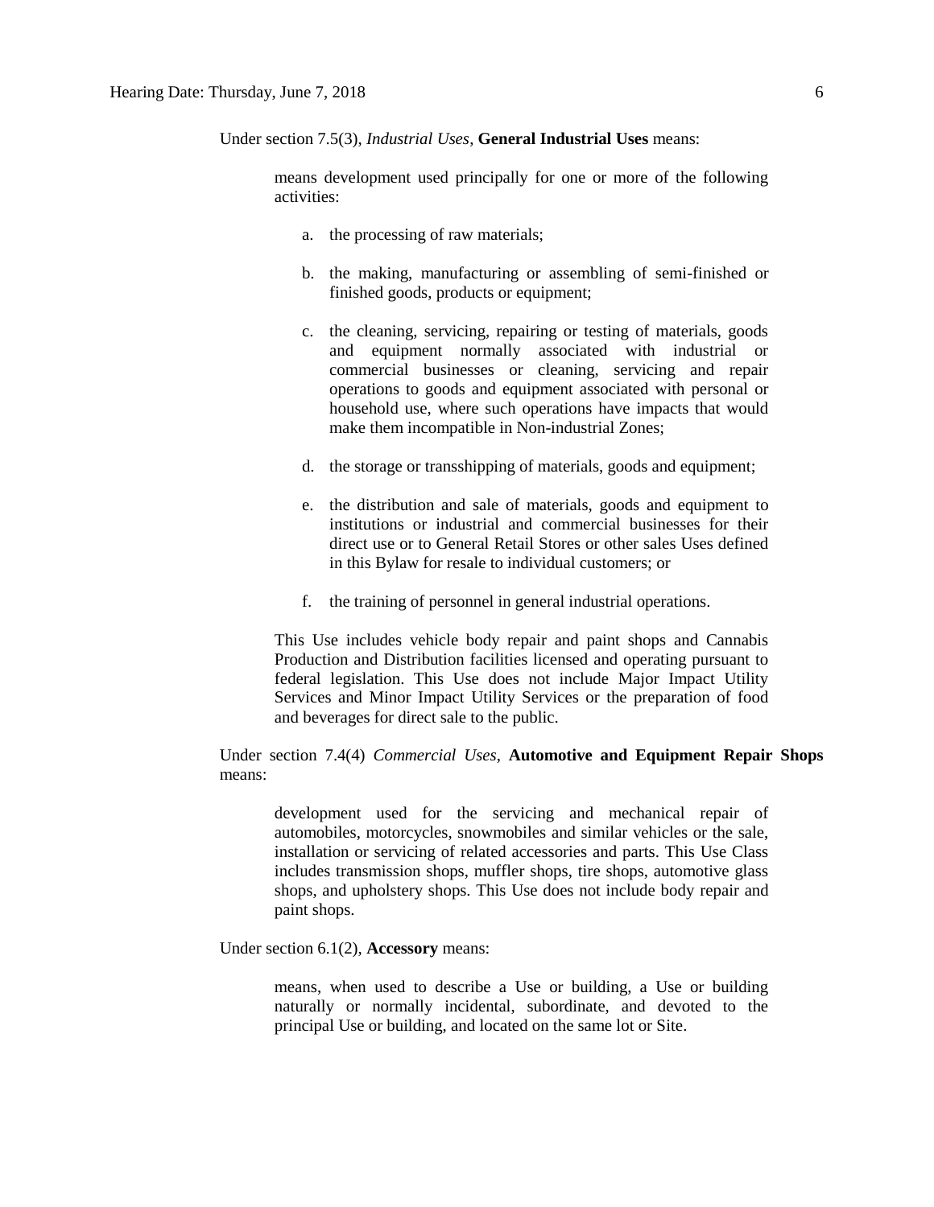Under section 7.5(3), *Industrial Uses*, **General Industrial Uses** means:

> means development used principally for one or more of the following activities:
>
> a. the processing of raw materials;
>
> b. the making, manufacturing or assembling of semi-finished or finished goods, products or equipment;
>
> c. the cleaning, servicing, repairing or testing of materials, goods and equipment normally associated with industrial or commercial businesses or cleaning, servicing and repair operations to goods and equipment associated with personal or household use, where such operations have impacts that would make them incompatible in Non-industrial Zones;
>
> d. the storage or transshipping of materials, goods and equipment;
>
> e. the distribution and sale of materials, goods and equipment to institutions or industrial and commercial businesses for their direct use or to General Retail Stores or other sales Uses defined in this Bylaw for resale to individual customers; or
>
> f. the training of personnel in general industrial operations.
>
> This Use includes vehicle body repair and paint shops and Cannabis Production and Distribution facilities licensed and operating pursuant to federal legislation. This Use does not include Major Impact Utility Services and Minor Impact Utility Services or the preparation of food and beverages for direct sale to the public.

Under section 7.4(4) *Commercial Uses*, **Automotive and Equipment Repair Shops** means:

> development used for the servicing and mechanical repair of automobiles, motorcycles, snowmobiles and similar vehicles or the sale, installation or servicing of related accessories and parts. This Use Class includes transmission shops, muffler shops, tire shops, automotive glass shops, and upholstery shops. This Use does not include body repair and paint shops.

Under section 6.1(2), **Accessory** means:

> means, when used to describe a Use or building, a Use or building naturally or normally incidental, subordinate, and devoted to the principal Use or building, and located on the same lot or Site.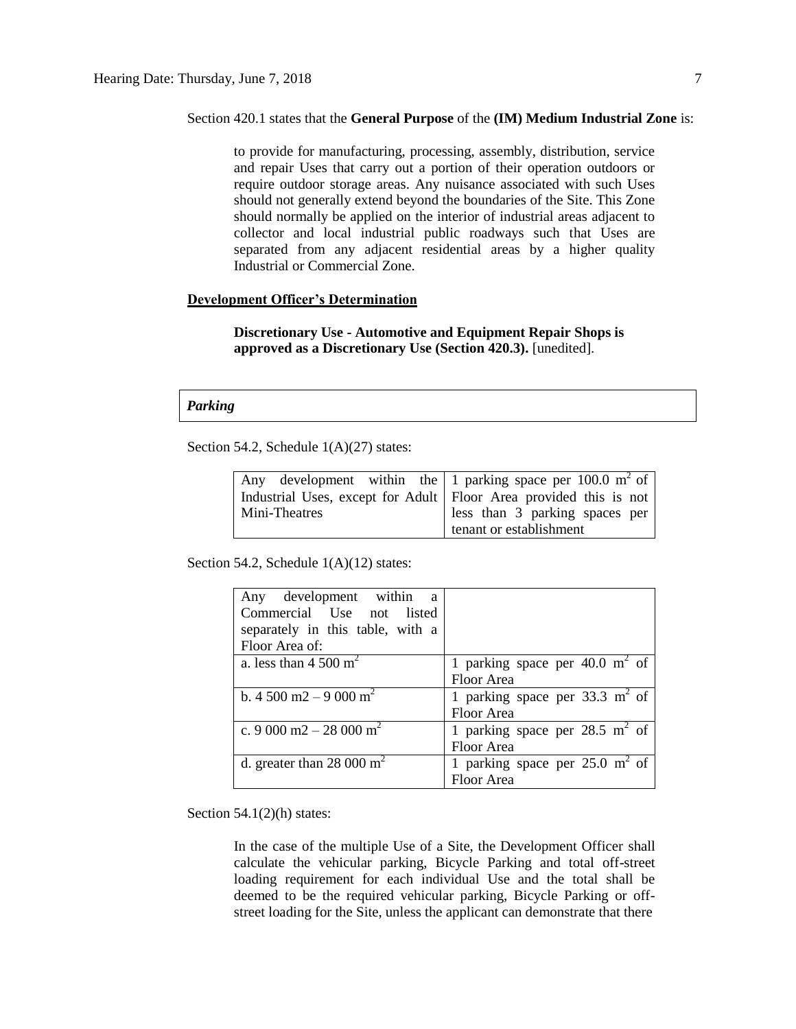Section 420.1 states that the **General Purpose** of the **(IM) Medium Industrial Zone** is:

> to provide for manufacturing, processing, assembly, distribution, service and repair Uses that carry out a portion of their operation outdoors or require outdoor storage areas. Any nuisance associated with such Uses should not generally extend beyond the boundaries of the Site. This Zone should normally be applied on the interior of industrial areas adjacent to collector and local industrial public roadways such that Uses are separated from any adjacent residential areas by a higher quality Industrial or Commercial Zone.

**Development Officer's Determination**

> **Discretionary Use - Automotive and Equipment Repair Shops is approved as a Discretionary Use (Section 420.3).** [unedited].

***Parking***

Section 54.2, Schedule 1(A)(27) states:

| Any development within the Industrial Uses, except for Adult Mini-Theatres | 1 parking space per 100.0 $m^2$ of Floor Area provided this is not less than 3 parking spaces per tenant or establishment |
|---|---|

Section 54.2, Schedule 1(A)(12) states:

| Any development within a Commercial Use not listed separately in this table, with a Floor Area of: | |
|---|---|
| a. less than 4 500 $m^2$ | 1 parking space per 40.0 $m^2$ of Floor Area |
| b. 4 500 m2 – 9 000 $m^2$ | 1 parking space per 33.3 $m^2$ of Floor Area |
| c. 9 000 m2 – 28 000 $m^2$ | 1 parking space per 28.5 $m^2$ of Floor Area |
| d. greater than 28 000 $m^2$ | 1 parking space per 25.0 $m^2$ of Floor Area |

Section 54.1(2)(h) states:

> In the case of the multiple Use of a Site, the Development Officer shall calculate the vehicular parking, Bicycle Parking and total off-street loading requirement for each individual Use and the total shall be deemed to be the required vehicular parking, Bicycle Parking or off-street loading for the Site, unless the applicant can demonstrate that there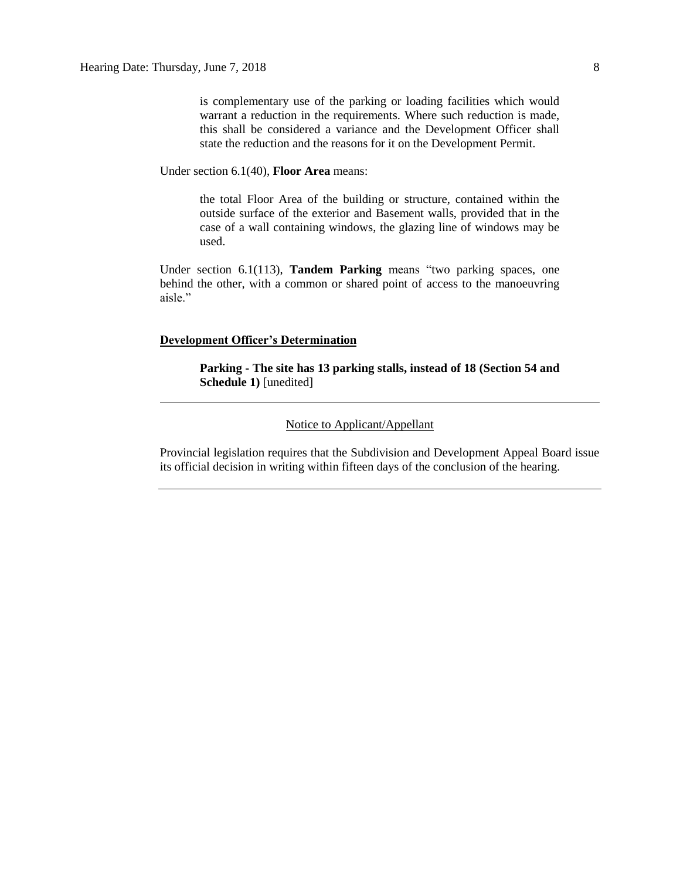> is complementary use of the parking or loading facilities which would warrant a reduction in the requirements. Where such reduction is made, this shall be considered a variance and the Development Officer shall state the reduction and the reasons for it on the Development Permit.

Under section 6.1(40), **Floor Area** means:

> the total Floor Area of the building or structure, contained within the outside surface of the exterior and Basement walls, provided that in the case of a wall containing windows, the glazing line of windows may be used.

Under section 6.1(113), **Tandem Parking** means "two parking spaces, one behind the other, with a common or shared point of access to the manoeuvring aisle."

**<u>Development Officer's Determination</u>**

> **Parking - The site has 13 parking stalls, instead of 18 (Section 54 and Schedule 1)** [unedited]

---

<u>Notice to Applicant/Appellant</u>

Provincial legislation requires that the Subdivision and Development Appeal Board issue its official decision in writing within fifteen days of the conclusion of the hearing.

---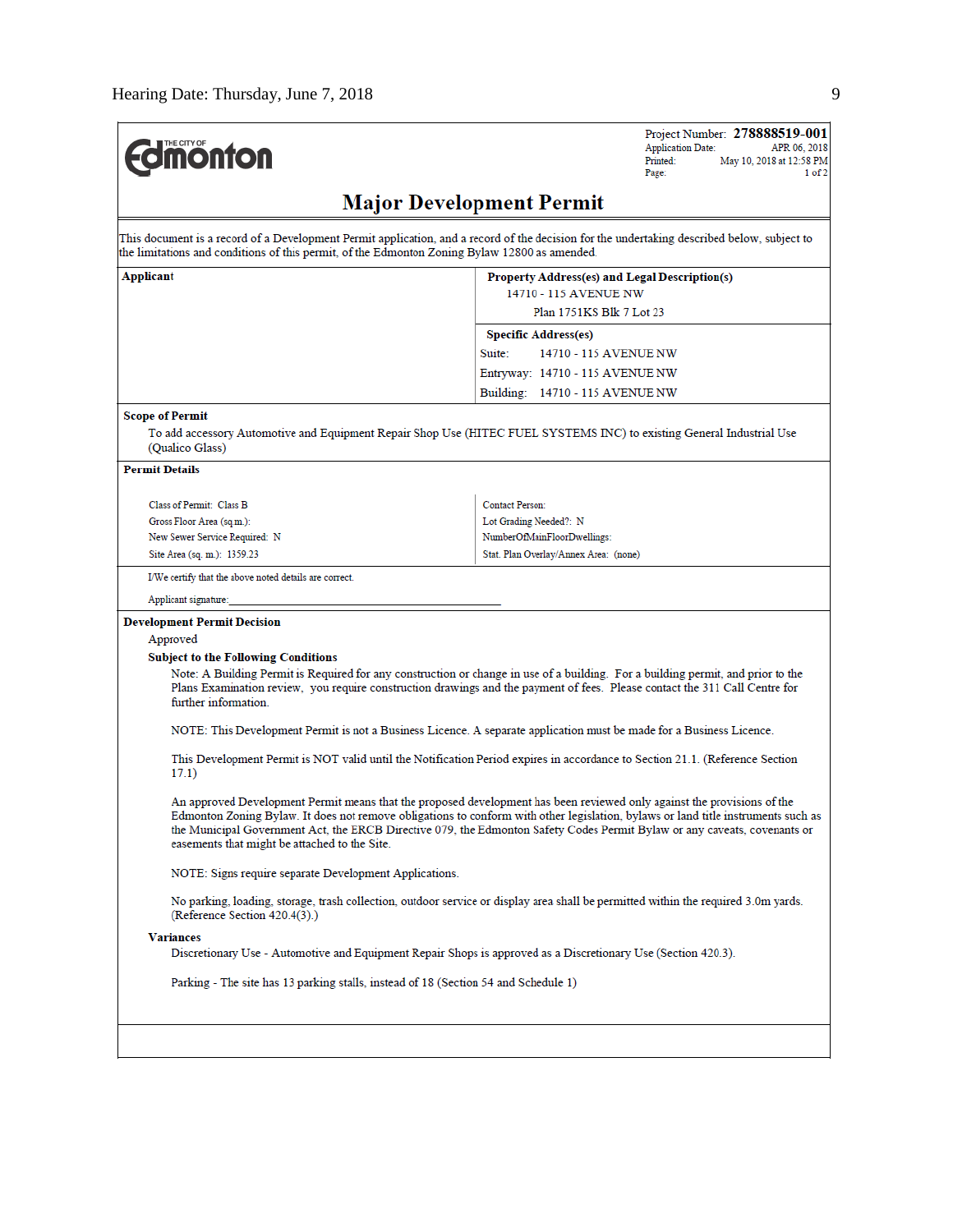THE CITY OF Edmonton

Project Number: **278888519-001**
Application Date: APR 06, 2018
Printed: May 10, 2018 at 12:58 PM
Page: 1 of 2

# Major Development Permit

This document is a record of a Development Permit application, and a record of the decision for the undertaking described below, subject to the limitations and conditions of this permit, of the Edmonton Zoning Bylaw 12800 as amended.

| **Applicant** | **Property Address(es) and Legal Description(s)** |
|---|---|
| | 14710 - 115 AVENUE NW |
| | Plan 1751KS Blk 7 Lot 23 |
| | **Specific Address(es)** |
| | Suite: 14710 - 115 AVENUE NW |
| | Entryway: 14710 - 115 AVENUE NW |
| | Building: 14710 - 115 AVENUE NW |

**Scope of Permit**

To add accessory Automotive and Equipment Repair Shop Use (HITEC FUEL SYSTEMS INC) to existing General Industrial Use (Qualico Glass)

**Permit Details**

| | |
|---|---|
| Class of Permit: Class B | Contact Person: |
| Gross Floor Area (sq.m.): | Lot Grading Needed?: N |
| New Sewer Service Required: N | NumberOfMainFloorDwellings: |
| Site Area (sq. m.): 1359.23 | Stat. Plan Overlay/Annex Area: (none) |

I/We certify that the above noted details are correct.

Applicant signature: ______________________________

**Development Permit Decision**

Approved

**Subject to the Following Conditions**

Note: A Building Permit is Required for any construction or change in use of a building. For a building permit, and prior to the Plans Examination review, you require construction drawings and the payment of fees. Please contact the 311 Call Centre for further information.

NOTE: This Development Permit is not a Business Licence. A separate application must be made for a Business Licence.

This Development Permit is NOT valid until the Notification Period expires in accordance to Section 21.1. (Reference Section 17.1)

An approved Development Permit means that the proposed development has been reviewed only against the provisions of the Edmonton Zoning Bylaw. It does not remove obligations to conform with other legislation, bylaws or land title instruments such as the Municipal Government Act, the ERCB Directive 079, the Edmonton Safety Codes Permit Bylaw or any caveats, covenants or easements that might be attached to the Site.

NOTE: Signs require separate Development Applications.

No parking, loading, storage, trash collection, outdoor service or display area shall be permitted within the required 3.0m yards. (Reference Section 420.4(3).)

**Variances**

Discretionary Use - Automotive and Equipment Repair Shops is approved as a Discretionary Use (Section 420.3).

Parking - The site has 13 parking stalls, instead of 18 (Section 54 and Schedule 1)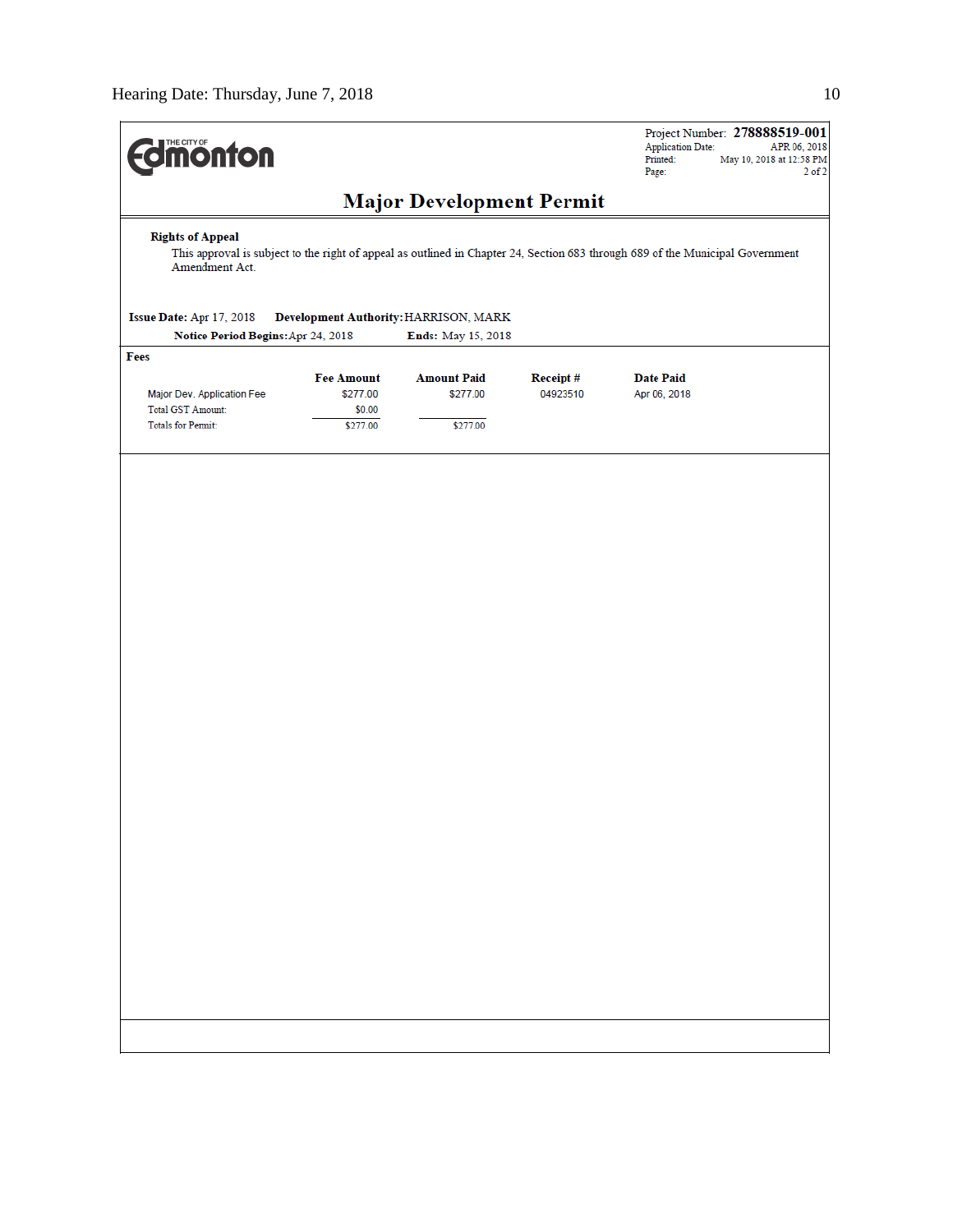Project Number: **278888519-001**
Application Date: APR 06, 2018
Printed: May 10, 2018 at 12:58 PM
Page: 2 of 2

# Major Development Permit

**Rights of Appeal**

This approval is subject to the right of appeal as outlined in Chapter 24, Section 683 through 689 of the Municipal Government Amendment Act.

**Issue Date:** Apr 17, 2018 **Development Authority:** HARRISON, MARK

**Notice Period Begins:** Apr 24, 2018 **Ends:** May 15, 2018

**Fees**

| | Fee Amount | Amount Paid | Receipt # | Date Paid |
|---|---|---|---|---|
| Major Dev. Application Fee | $277.00 | $277.00 | 04923510 | Apr 06, 2018 |
| Total GST Amount: | $0.00 | | | |
| Totals for Permit: | $277.00 | $277.00 | | |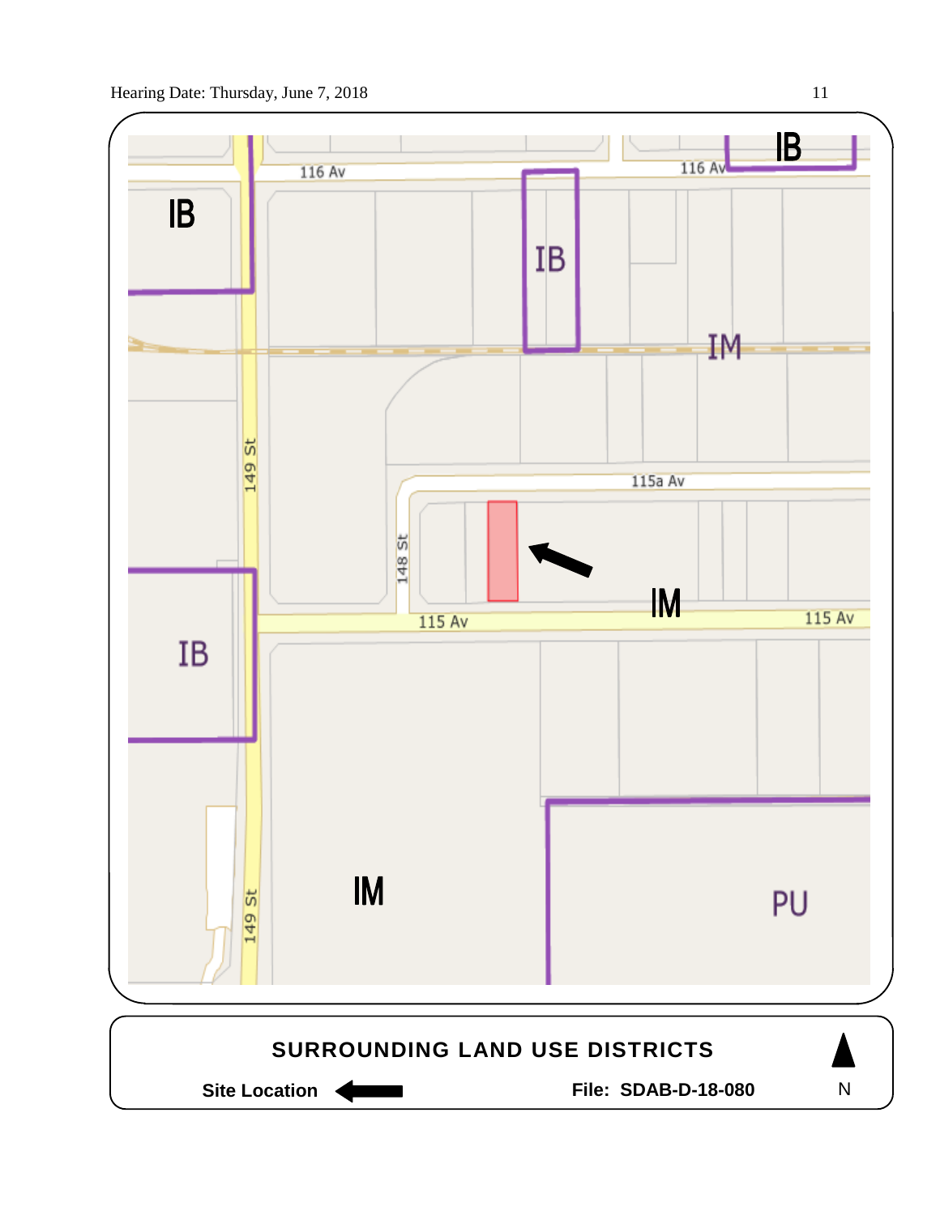IB

116 Av

116 Av

IB

IB

IM

149 St

115a Av

148 St

IM

115 Av

115 Av

IB

IM

PU

149 St

**SURROUNDING LAND USE DISTRICTS**

**Site Location** ⬅

**File: SDAB-D-18-080**

N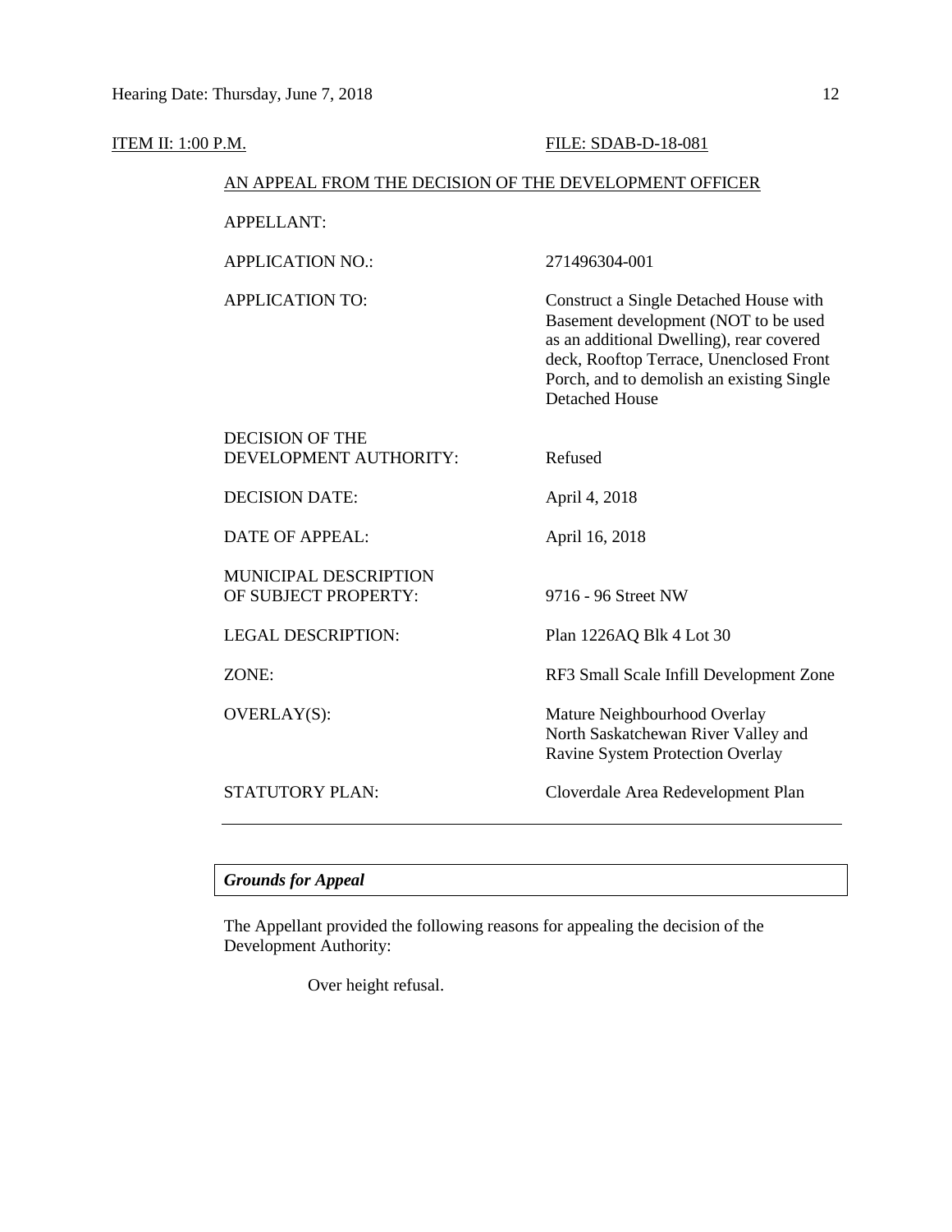ITEM II: 1:00 P.M. FILE: SDAB-D-18-081

AN APPEAL FROM THE DECISION OF THE DEVELOPMENT OFFICER

| | |
|---|---|
| APPELLANT: | |
| APPLICATION NO.: | 271496304-001 |
| APPLICATION TO: | Construct a Single Detached House with Basement development (NOT to be used as an additional Dwelling), rear covered deck, Rooftop Terrace, Unenclosed Front Porch, and to demolish an existing Single Detached House |
| DECISION OF THE DEVELOPMENT AUTHORITY: | Refused |
| DECISION DATE: | April 4, 2018 |
| DATE OF APPEAL: | April 16, 2018 |
| MUNICIPAL DESCRIPTION OF SUBJECT PROPERTY: | 9716 - 96 Street NW |
| LEGAL DESCRIPTION: | Plan 1226AQ Blk 4 Lot 30 |
| ZONE: | RF3 Small Scale Infill Development Zone |
| OVERLAY(S): | Mature Neighbourhood Overlay<br>North Saskatchewan River Valley and Ravine System Protection Overlay |
| STATUTORY PLAN: | Cloverdale Area Redevelopment Plan |

***Grounds for Appeal***

The Appellant provided the following reasons for appealing the decision of the Development Authority:

> Over height refusal.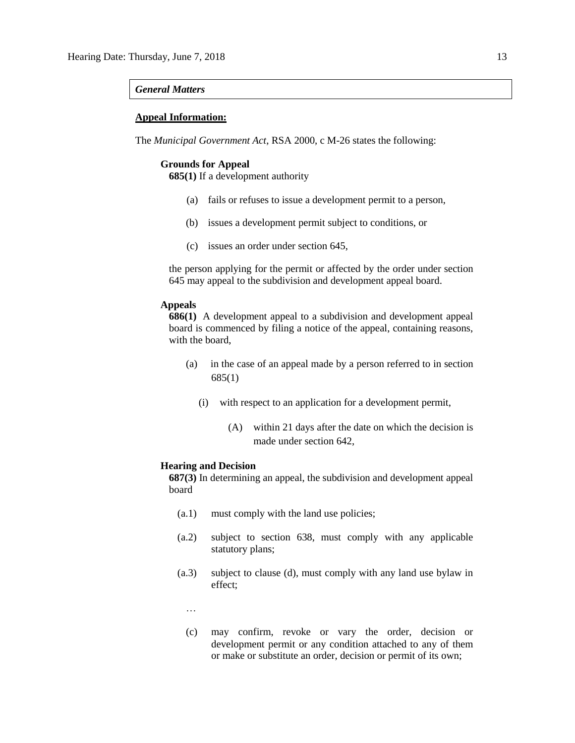***General Matters***

**Appeal Information:**

The *Municipal Government Act*, RSA 2000, c M-26 states the following:

**Grounds for Appeal**

**685(1)** If a development authority

(a) fails or refuses to issue a development permit to a person,

(b) issues a development permit subject to conditions, or

(c) issues an order under section 645,

the person applying for the permit or affected by the order under section 645 may appeal to the subdivision and development appeal board.

**Appeals**

**686(1)** A development appeal to a subdivision and development appeal board is commenced by filing a notice of the appeal, containing reasons, with the board,

(a) in the case of an appeal made by a person referred to in section 685(1)

(i) with respect to an application for a development permit,

(A) within 21 days after the date on which the decision is made under section 642,

**Hearing and Decision**

**687(3)** In determining an appeal, the subdivision and development appeal board

(a.1) must comply with the land use policies;

(a.2) subject to section 638, must comply with any applicable statutory plans;

(a.3) subject to clause (d), must comply with any land use bylaw in effect;

…

(c) may confirm, revoke or vary the order, decision or development permit or any condition attached to any of them or make or substitute an order, decision or permit of its own;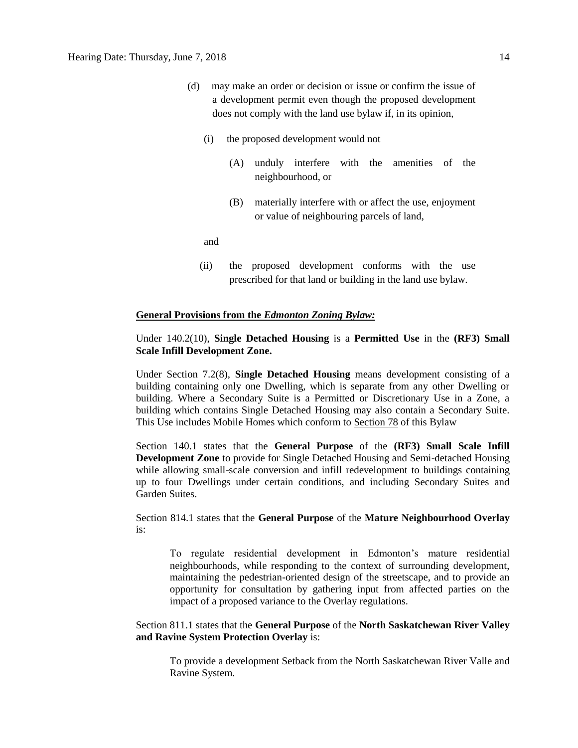(d) may make an order or decision or issue or confirm the issue of a development permit even though the proposed development does not comply with the land use bylaw if, in its opinion,

(i) the proposed development would not

(A) unduly interfere with the amenities of the neighbourhood, or

(B) materially interfere with or affect the use, enjoyment or value of neighbouring parcels of land,

and

(ii) the proposed development conforms with the use prescribed for that land or building in the land use bylaw.

**General Provisions from the *Edmonton Zoning Bylaw:***

Under 140.2(10), **Single Detached Housing** is a **Permitted Use** in the **(RF3) Small Scale Infill Development Zone.**

Under Section 7.2(8), **Single Detached Housing** means development consisting of a building containing only one Dwelling, which is separate from any other Dwelling or building. Where a Secondary Suite is a Permitted or Discretionary Use in a Zone, a building which contains Single Detached Housing may also contain a Secondary Suite. This Use includes Mobile Homes which conform to Section 78 of this Bylaw

Section 140.1 states that the **General Purpose** of the **(RF3) Small Scale Infill Development Zone** to provide for Single Detached Housing and Semi-detached Housing while allowing small-scale conversion and infill redevelopment to buildings containing up to four Dwellings under certain conditions, and including Secondary Suites and Garden Suites.

Section 814.1 states that the **General Purpose** of the **Mature Neighbourhood Overlay** is:

> To regulate residential development in Edmonton's mature residential neighbourhoods, while responding to the context of surrounding development, maintaining the pedestrian-oriented design of the streetscape, and to provide an opportunity for consultation by gathering input from affected parties on the impact of a proposed variance to the Overlay regulations.

Section 811.1 states that the **General Purpose** of the **North Saskatchewan River Valley and Ravine System Protection Overlay** is:

> To provide a development Setback from the North Saskatchewan River Valle and Ravine System.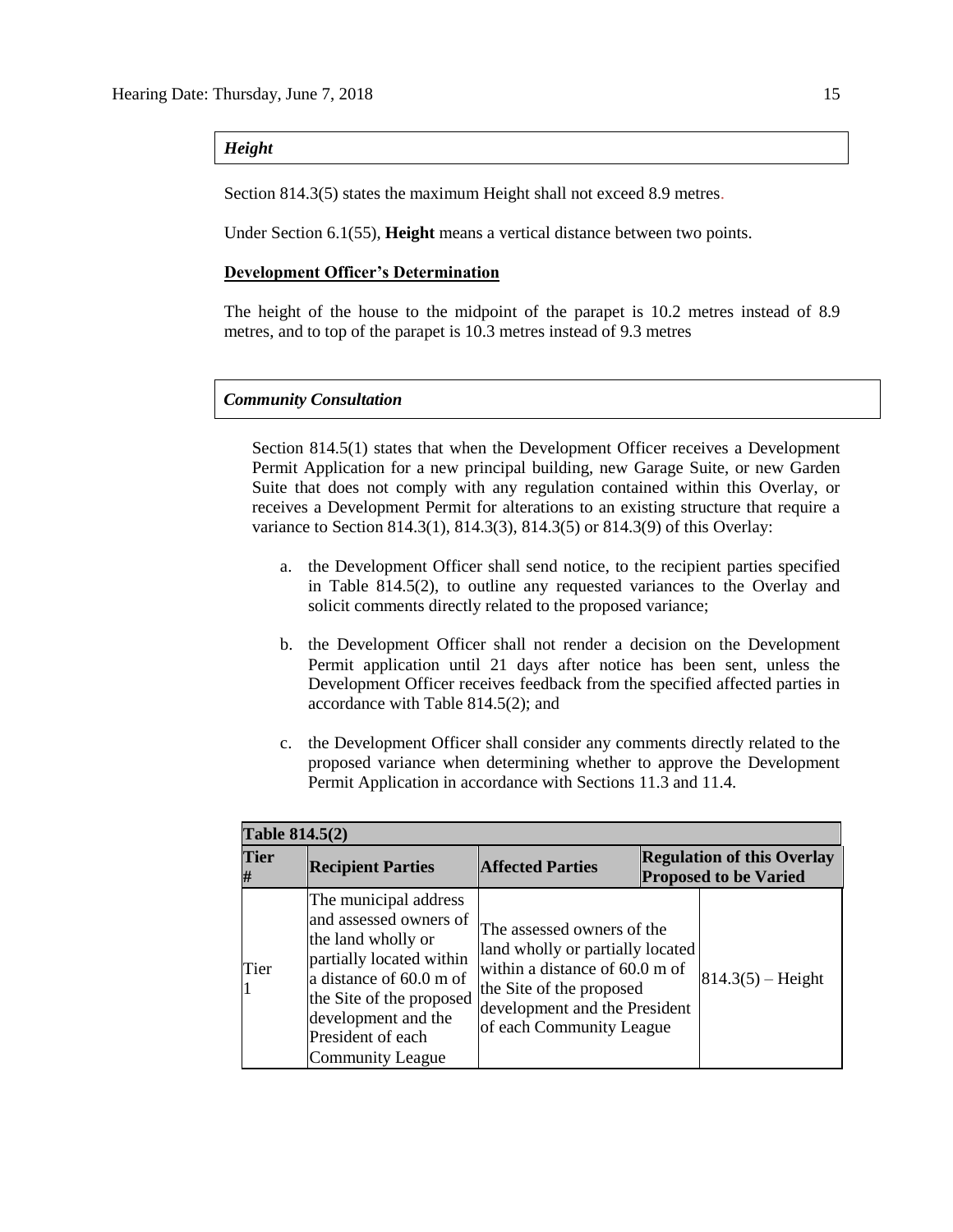***Height***

Section 814.3(5) states the maximum Height shall not exceed 8.9 metres.

Under Section 6.1(55), **Height** means a vertical distance between two points.

**Development Officer's Determination**

The height of the house to the midpoint of the parapet is 10.2 metres instead of 8.9 metres, and to top of the parapet is 10.3 metres instead of 9.3 metres

***Community Consultation***

Section 814.5(1) states that when the Development Officer receives a Development Permit Application for a new principal building, new Garage Suite, or new Garden Suite that does not comply with any regulation contained within this Overlay, or receives a Development Permit for alterations to an existing structure that require a variance to Section 814.3(1), 814.3(3), 814.3(5) or 814.3(9) of this Overlay:

a. the Development Officer shall send notice, to the recipient parties specified in Table 814.5(2), to outline any requested variances to the Overlay and solicit comments directly related to the proposed variance;

b. the Development Officer shall not render a decision on the Development Permit application until 21 days after notice has been sent, unless the Development Officer receives feedback from the specified affected parties in accordance with Table 814.5(2); and

c. the Development Officer shall consider any comments directly related to the proposed variance when determining whether to approve the Development Permit Application in accordance with Sections 11.3 and 11.4.

**Table 814.5(2)**

| Tier # | Recipient Parties | Affected Parties | Regulation of this Overlay Proposed to be Varied |
|---|---|---|---|
| Tier 1 | The municipal address and assessed owners of the land wholly or partially located within a distance of 60.0 m of the Site of the proposed development and the President of each Community League | The assessed owners of the land wholly or partially located within a distance of 60.0 m of the Site of the proposed development and the President of each Community League | 814.3(5) – Height |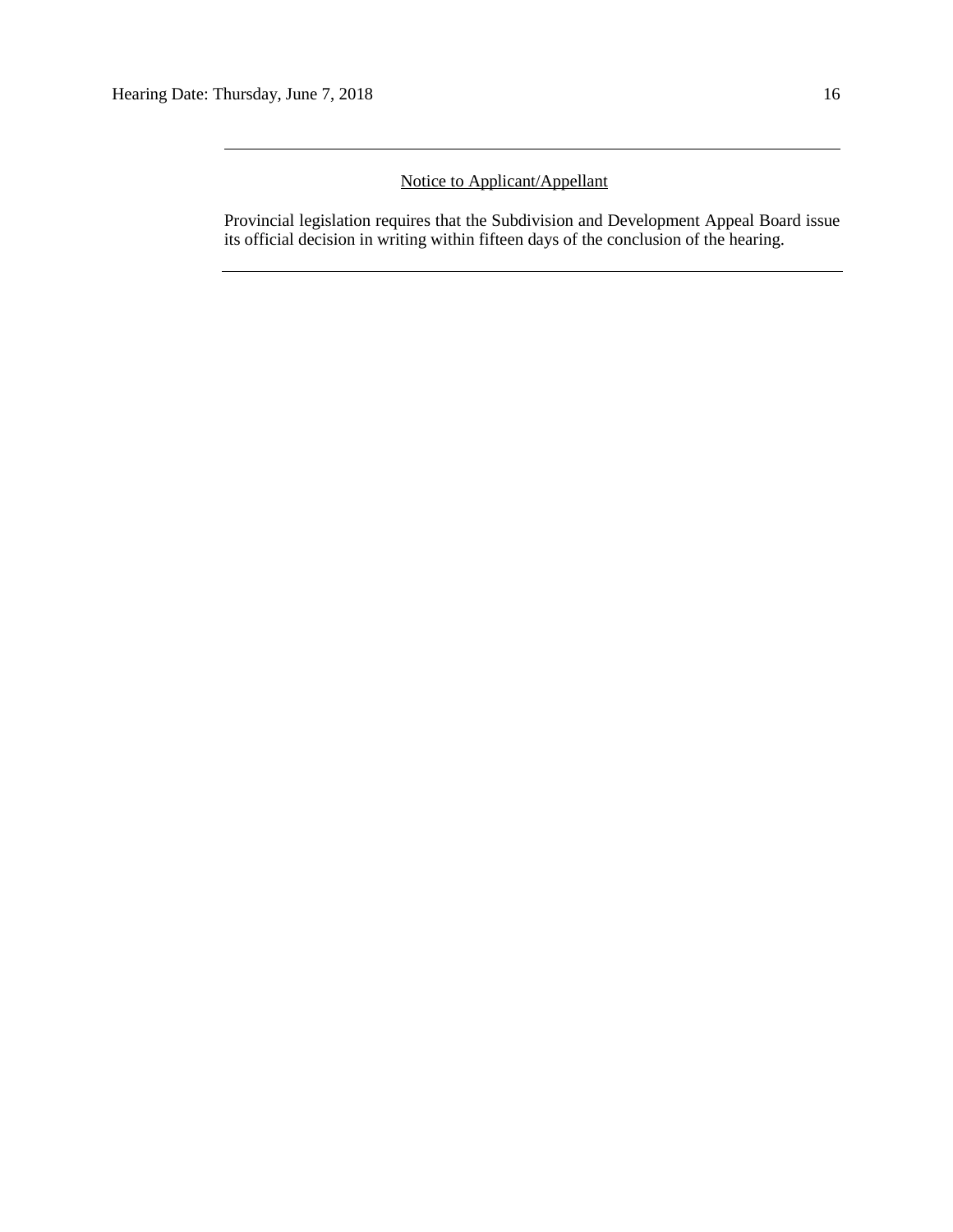---

Notice to Applicant/Appellant

Provincial legislation requires that the Subdivision and Development Appeal Board issue its official decision in writing within fifteen days of the conclusion of the hearing.

---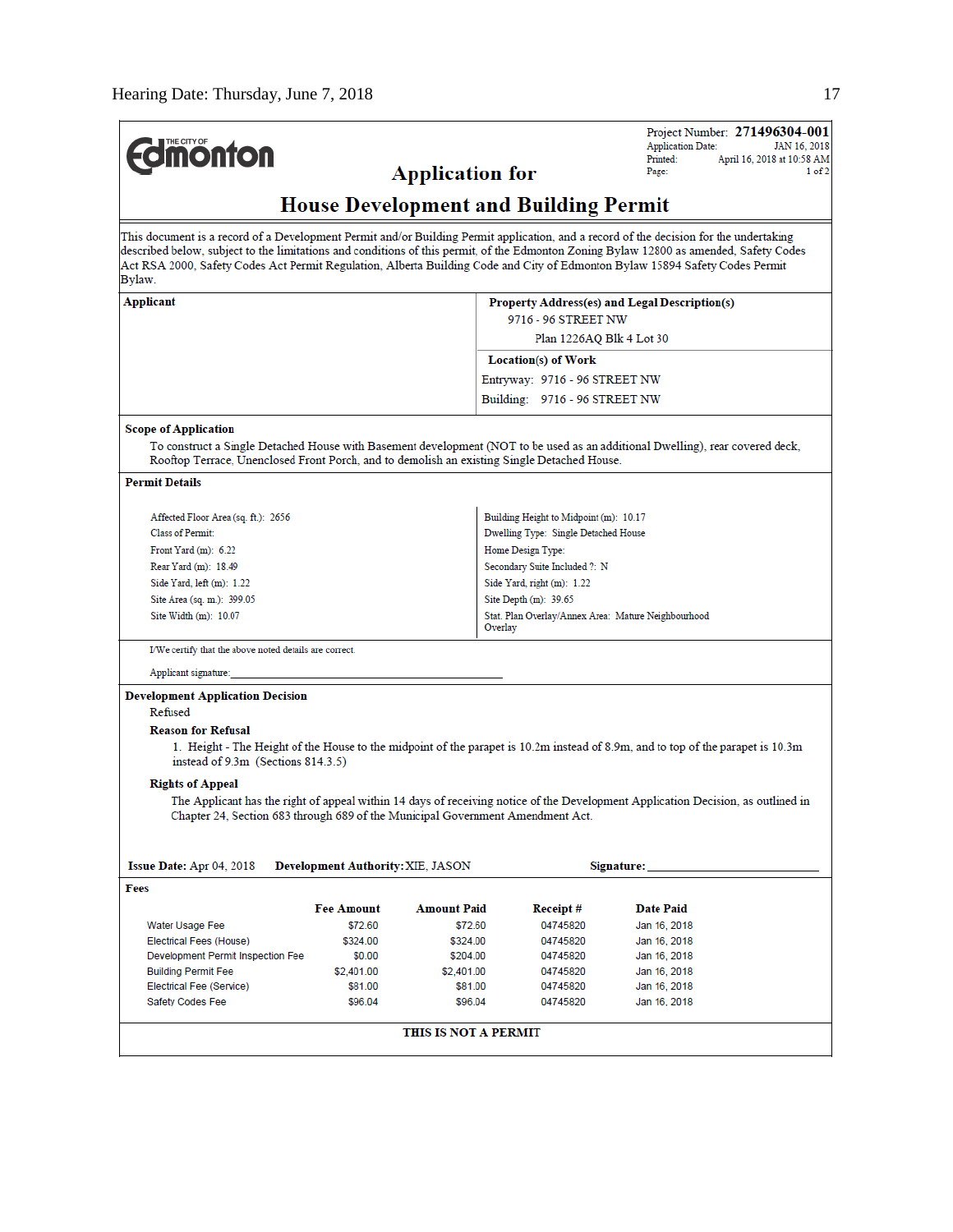**Edmonton** (The City of)

Project Number: **271496304-001**
Application Date: JAN 16, 2018
Printed: April 16, 2018 at 10:58 AM
Page: 1 of 2

## Application for

# House Development and Building Permit

This document is a record of a Development Permit and/or Building Permit application, and a record of the decision for the undertaking described below, subject to the limitations and conditions of this permit, of the Edmonton Zoning Bylaw 12800 as amended, Safety Codes Act RSA 2000, Safety Codes Act Permit Regulation, Alberta Building Code and City of Edmonton Bylaw 15894 Safety Codes Permit Bylaw.

**Applicant**

**Property Address(es) and Legal Description(s)**

9716 - 96 STREET NW

Plan 1226AQ Blk 4 Lot 30

**Location(s) of Work**

Entryway: 9716 - 96 STREET NW

Building: 9716 - 96 STREET NW

**Scope of Application**

To construct a Single Detached House with Basement development (NOT to be used as an additional Dwelling), rear covered deck, Rooftop Terrace, Unenclosed Front Porch, and to demolish an existing Single Detached House.

**Permit Details**

Affected Floor Area (sq. ft.): 2656
Class of Permit:
Front Yard (m): 6.22
Rear Yard (m): 18.49
Side Yard, left (m): 1.22
Site Area (sq. m.): 399.05
Site Width (m): 10.07

Building Height to Midpoint (m): 10.17
Dwelling Type: Single Detached House
Home Design Type:
Secondary Suite Included ?: N
Side Yard, right (m): 1.22
Site Depth (m): 39.65
Stat. Plan Overlay/Annex Area: Mature Neighbourhood Overlay

I/We certify that the above noted details are correct.

Applicant signature:\_\_\_\_\_\_\_\_\_\_\_\_\_\_\_\_\_\_\_\_\_\_\_\_\_\_\_\_\_\_\_\_\_\_\_\_\_\_\_\_

**Development Application Decision**

Refused

**Reason for Refusal**

1. Height - The Height of the House to the midpoint of the parapet is 10.2m instead of 8.9m, and to top of the parapet is 10.3m instead of 9.3m (Sections 814.3.5)

**Rights of Appeal**

The Applicant has the right of appeal within 14 days of receiving notice of the Development Application Decision, as outlined in Chapter 24, Section 683 through 689 of the Municipal Government Amendment Act.

**Issue Date:** Apr 04, 2018 **Development Authority:** XIE, JASON **Signature:**\_\_\_\_\_\_\_\_\_\_\_\_\_\_\_\_\_\_\_\_\_\_\_\_\_\_\_\_

**Fees**

| | Fee Amount | Amount Paid | Receipt # | Date Paid |
|---|---|---|---|---|
| Water Usage Fee | $72.60 | $72.60 | 04745820 | Jan 16, 2018 |
| Electrical Fees (House) | $324.00 | $324.00 | 04745820 | Jan 16, 2018 |
| Development Permit Inspection Fee | $0.00 | $204.00 | 04745820 | Jan 16, 2018 |
| Building Permit Fee | $2,401.00 | $2,401.00 | 04745820 | Jan 16, 2018 |
| Electrical Fee (Service) | $81.00 | $81.00 | 04745820 | Jan 16, 2018 |
| Safety Codes Fee | $96.04 | $96.04 | 04745820 | Jan 16, 2018 |

**THIS IS NOT A PERMIT**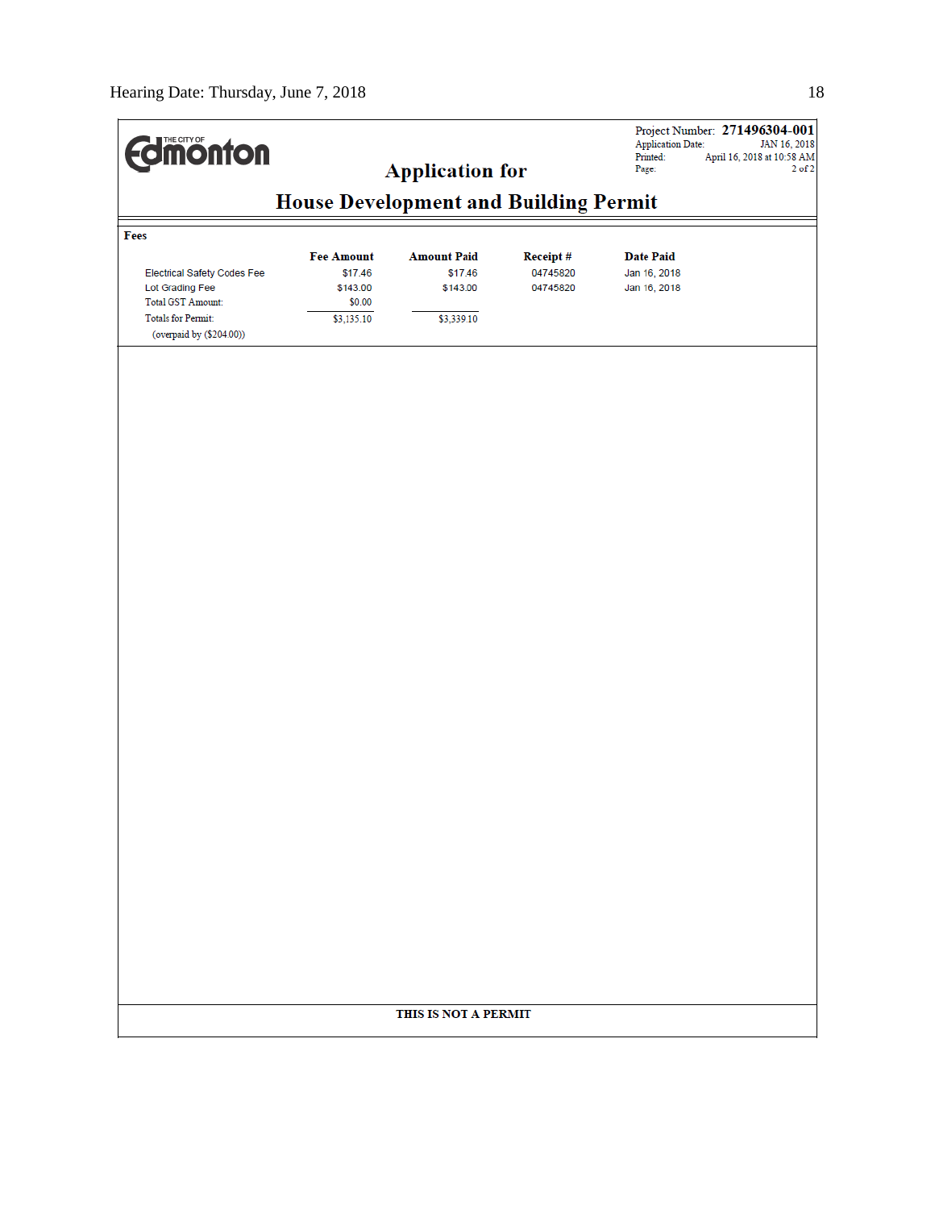Edmonton (The City of)

Project Number: **271496304-001**
Application Date: JAN 16, 2018
Printed: April 16, 2018 at 10:58 AM
Page: 2 of 2

# Application for
# House Development and Building Permit

**Fees**

| | Fee Amount | Amount Paid | Receipt # | Date Paid |
|---|---|---|---|---|
| Electrical Safety Codes Fee | $17.46 | $17.46 | 04745820 | Jan 16, 2018 |
| Lot Grading Fee | $143.00 | $143.00 | 04745820 | Jan 16, 2018 |
| Total GST Amount: | $0.00 | | | |
| Totals for Permit: | $3,135.10 | $3,339.10 | | |
| (overpaid by ($204.00)) | | | | |

**THIS IS NOT A PERMIT**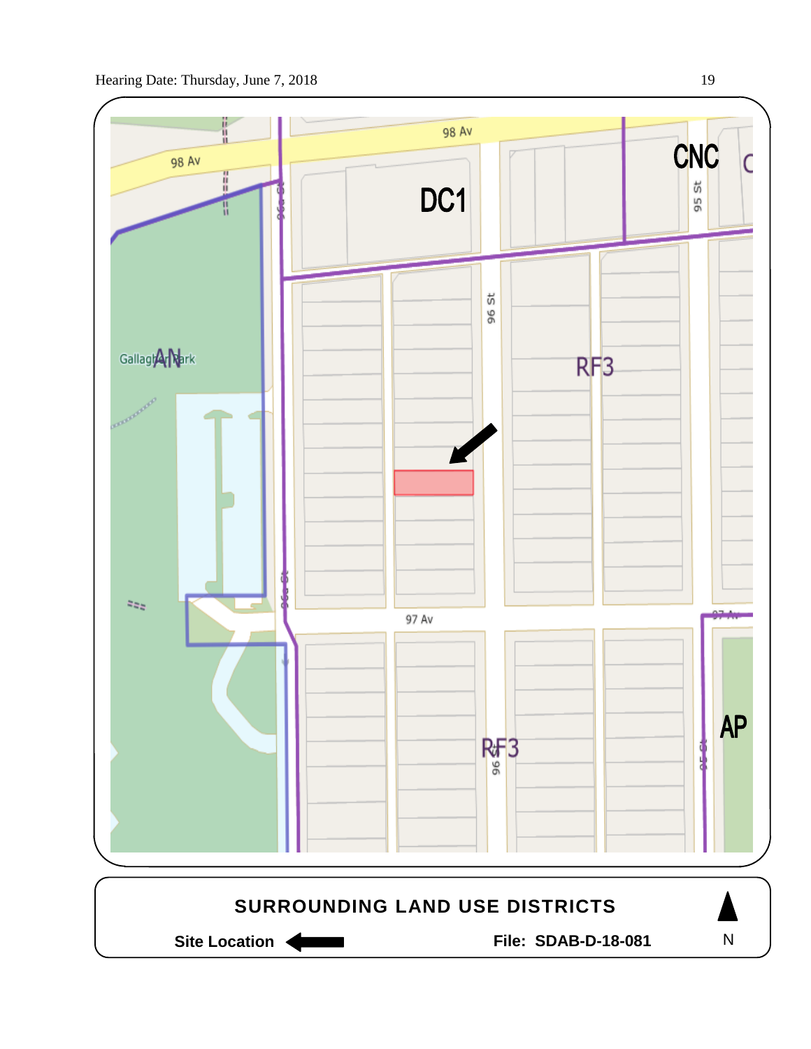98 Av

98 Av

DC1

CNC

95 St

96 St

Gallagher Park

AN

RF3

97 Av

RF3

AP

**SURROUNDING LAND USE DISTRICTS**

**Site Location**

**File: SDAB-D-18-081**

N